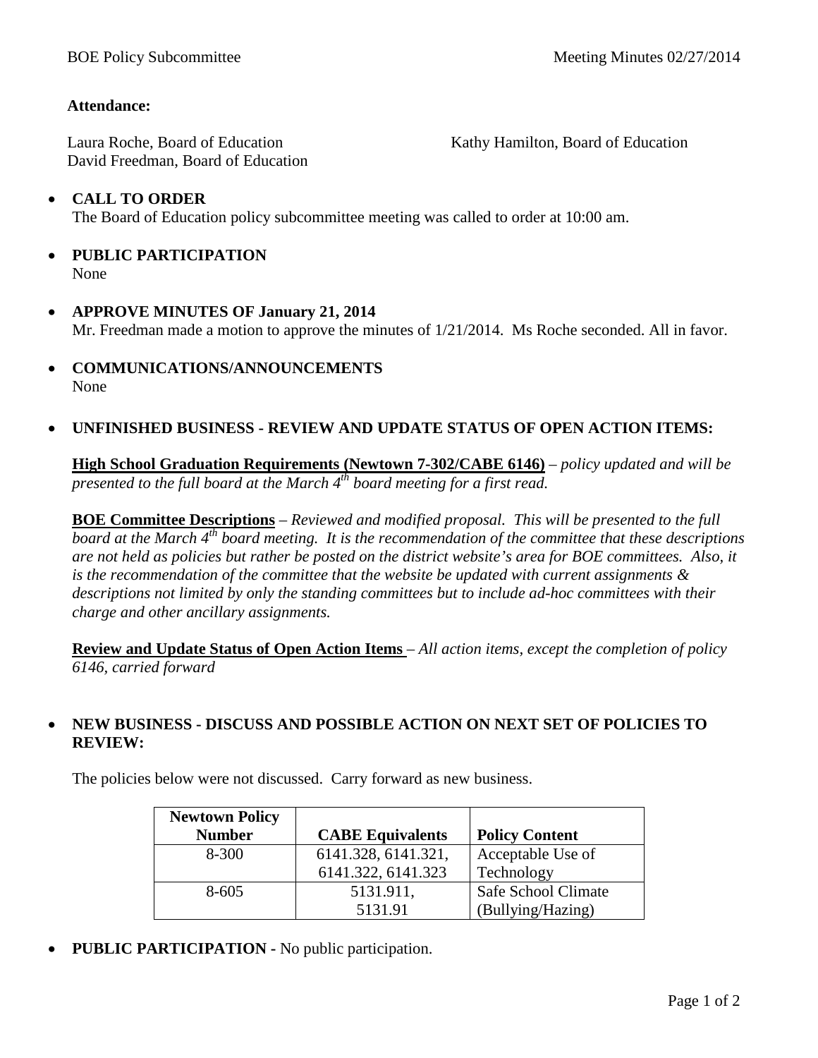**Attendance:**

Laura Roche, Board of Education
David Freedman, Board of Education
Kathy Hamilton, Board of Education

- **CALL TO ORDER**
  The Board of Education policy subcommittee meeting was called to order at 10:00 am.

- **PUBLIC PARTICIPATION**
  None

- **APPROVE MINUTES OF January 21, 2014**
  Mr. Freedman made a motion to approve the minutes of 1/21/2014. Ms Roche seconded. All in favor.

- **COMMUNICATIONS/ANNOUNCEMENTS**
  None

- **UNFINISHED BUSINESS - REVIEW AND UPDATE STATUS OF OPEN ACTION ITEMS:**

  **High School Graduation Requirements (Newtown 7-302/CABE 6146)** – *policy updated and will be presented to the full board at the March 4th board meeting for a first read.*

  **BOE Committee Descriptions** – *Reviewed and modified proposal. This will be presented to the full board at the March 4th board meeting. It is the recommendation of the committee that these descriptions are not held as policies but rather be posted on the district website's area for BOE committees. Also, it is the recommendation of the committee that the website be updated with current assignments & descriptions not limited by only the standing committees but to include ad-hoc committees with their charge and other ancillary assignments.*

  **Review and Update Status of Open Action Items** – *All action items, except the completion of policy 6146, carried forward*

- **NEW BUSINESS - DISCUSS AND POSSIBLE ACTION ON NEXT SET OF POLICIES TO REVIEW:**

  The policies below were not discussed. Carry forward as new business.

| Newtown Policy Number | CABE Equivalents | Policy Content |
|---|---|---|
| 8-300 | 6141.328, 6141.321, 6141.322, 6141.323 | Acceptable Use of Technology |
| 8-605 | 5131.911, 5131.91 | Safe School Climate (Bullying/Hazing) |

- **PUBLIC PARTICIPATION -** No public participation.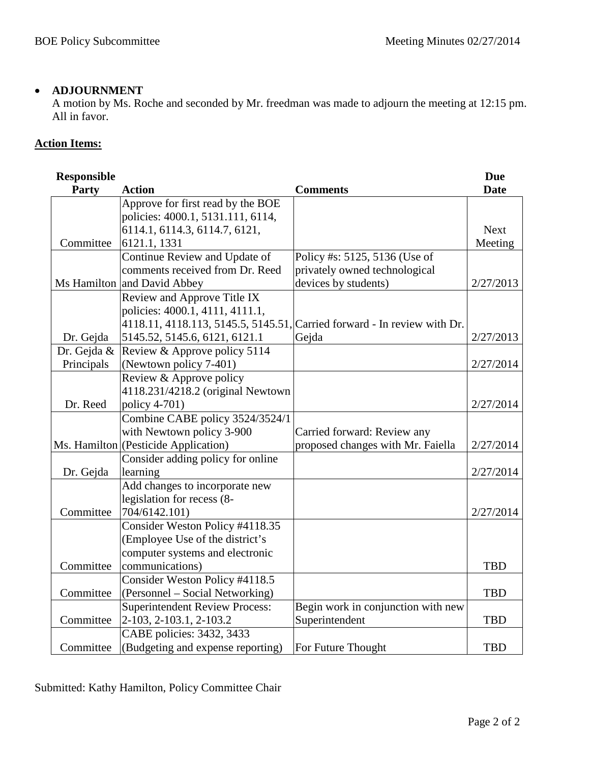- **ADJOURNMENT**
  A motion by Ms. Roche and seconded by Mr. freedman was made to adjourn the meeting at 12:15 pm. All in favor.

**Action Items:**

| Responsible Party | Action | Comments | Due Date |
|---|---|---|---|
| Committee | Approve for first read by the BOE policies: 4000.1, 5131.111, 6114, 6114.1, 6114.3, 6114.7, 6121, 6121.1, 1331 | | Next Meeting |
| Ms Hamilton | Continue Review and Update of comments received from Dr. Reed and David Abbey | Policy #s: 5125, 5136 (Use of privately owned technological devices by students) | 2/27/2013 |
| Dr. Gejda | Review and Approve Title IX policies: 4000.1, 4111, 4111.1, 4118.11, 4118.113, 5145.5, 5145.51, 5145.52, 5145.6, 6121, 6121.1 | Carried forward - In review with Dr. Gejda | 2/27/2013 |
| Dr. Gejda & Principals | Review & Approve policy 5114 (Newtown policy 7-401) | | 2/27/2014 |
| Dr. Reed | Review & Approve policy 4118.231/4218.2 (original Newtown policy 4-701) | | 2/27/2014 |
| Ms. Hamilton | Combine CABE policy 3524/3524/1 with Newtown policy 3-900 (Pesticide Application) | Carried forward: Review any proposed changes with Mr. Faiella | 2/27/2014 |
| Dr. Gejda | Consider adding policy for online learning | | 2/27/2014 |
| Committee | Add changes to incorporate new legislation for recess (8-704/6142.101) | | 2/27/2014 |
| Committee | Consider Weston Policy #4118.35 (Employee Use of the district's computer systems and electronic communications) | | TBD |
| Committee | Consider Weston Policy #4118.5 (Personnel – Social Networking) | | TBD |
| Committee | Superintendent Review Process: 2-103, 2-103.1, 2-103.2 | Begin work in conjunction with new Superintendent | TBD |
| Committee | CABE policies: 3432, 3433 (Budgeting and expense reporting) | For Future Thought | TBD |

Submitted: Kathy Hamilton, Policy Committee Chair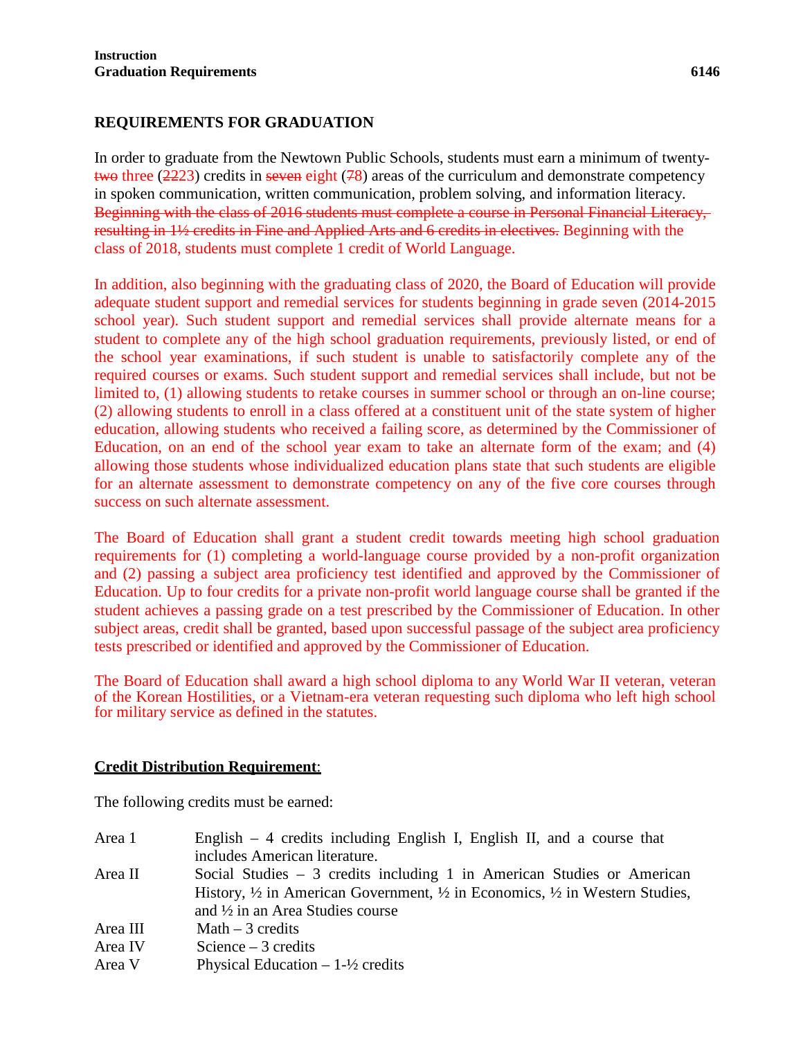Instruction
**Graduation Requirements** **6146**

## REQUIREMENTS FOR GRADUATION

In order to graduate from the Newtown Public Schools, students must earn a minimum of twenty-~~two~~ three (~~22~~23) credits in ~~seven~~ eight (~~7~~8) areas of the curriculum and demonstrate competency in spoken communication, written communication, problem solving, and information literacy. ~~Beginning with the class of 2016 students must complete a course in Personal Financial Literacy, resulting in 1½ credits in Fine and Applied Arts and 6 credits in electives.~~ Beginning with the class of 2018, students must complete 1 credit of World Language.

In addition, also beginning with the graduating class of 2020, the Board of Education will provide adequate student support and remedial services for students beginning in grade seven (2014-2015 school year). Such student support and remedial services shall provide alternate means for a student to complete any of the high school graduation requirements, previously listed, or end of the school year examinations, if such student is unable to satisfactorily complete any of the required courses or exams. Such student support and remedial services shall include, but not be limited to, (1) allowing students to retake courses in summer school or through an on-line course; (2) allowing students to enroll in a class offered at a constituent unit of the state system of higher education, allowing students who received a failing score, as determined by the Commissioner of Education, on an end of the school year exam to take an alternate form of the exam; and (4) allowing those students whose individualized education plans state that such students are eligible for an alternate assessment to demonstrate competency on any of the five core courses through success on such alternate assessment.

The Board of Education shall grant a student credit towards meeting high school graduation requirements for (1) completing a world-language course provided by a non-profit organization and (2) passing a subject area proficiency test identified and approved by the Commissioner of Education. Up to four credits for a private non-profit world language course shall be granted if the student achieves a passing grade on a test prescribed by the Commissioner of Education. In other subject areas, credit shall be granted, based upon successful passage of the subject area proficiency tests prescribed or identified and approved by the Commissioner of Education.

The Board of Education shall award a high school diploma to any World War II veteran, veteran of the Korean Hostilities, or a Vietnam-era veteran requesting such diploma who left high school for military service as defined in the statutes.

**Credit Distribution Requirement**:

The following credits must be earned:

| | |
|---|---|
| Area 1 | English – 4 credits including English I, English II, and a course that includes American literature. |
| Area II | Social Studies – 3 credits including 1 in American Studies or American History, ½ in American Government, ½ in Economics, ½ in Western Studies, and ½ in an Area Studies course |
| Area III | Math – 3 credits |
| Area IV | Science – 3 credits |
| Area V | Physical Education – 1-½ credits |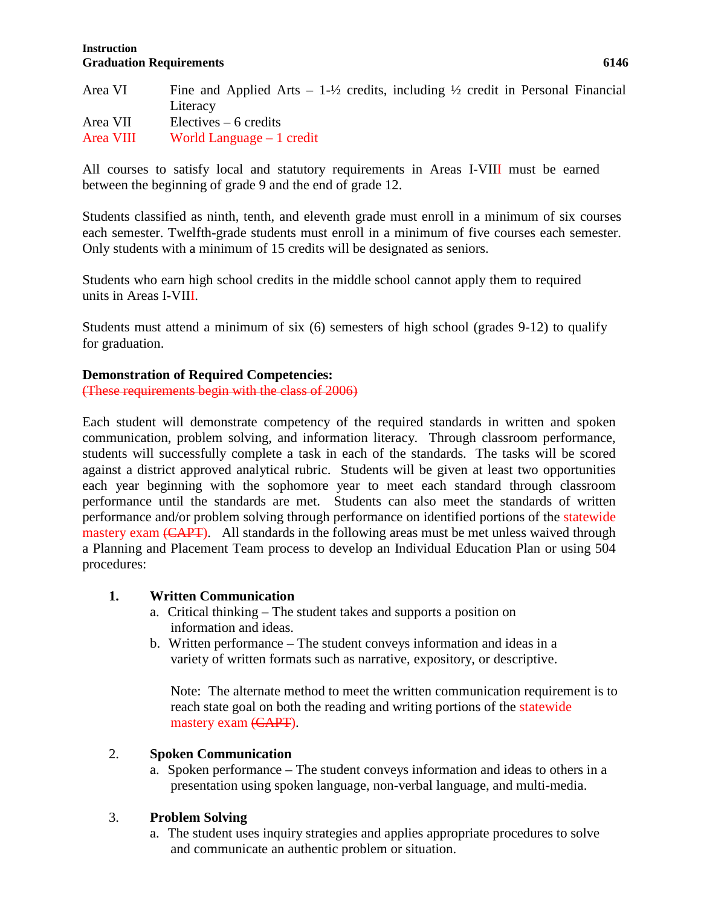Area VI Fine and Applied Arts – 1-½ credits, including ½ credit in Personal Financial Literacy

Area VII Electives – 6 credits

Area VIII World Language – 1 credit

All courses to satisfy local and statutory requirements in Areas I-VIII must be earned between the beginning of grade 9 and the end of grade 12.

Students classified as ninth, tenth, and eleventh grade must enroll in a minimum of six courses each semester. Twelfth-grade students must enroll in a minimum of five courses each semester. Only students with a minimum of 15 credits will be designated as seniors.

Students who earn high school credits in the middle school cannot apply them to required units in Areas I-VIII.

Students must attend a minimum of six (6) semesters of high school (grades 9-12) to qualify for graduation.

**Demonstration of Required Competencies:**

~~(These requirements begin with the class of 2006)~~

Each student will demonstrate competency of the required standards in written and spoken communication, problem solving, and information literacy. Through classroom performance, students will successfully complete a task in each of the standards. The tasks will be scored against a district approved analytical rubric. Students will be given at least two opportunities each year beginning with the sophomore year to meet each standard through classroom performance until the standards are met. Students can also meet the standards of written performance and/or problem solving through performance on identified portions of the statewide mastery exam ~~(CAPT)~~. All standards in the following areas must be met unless waived through a Planning and Placement Team process to develop an Individual Education Plan or using 504 procedures:

1. **Written Communication**
   a. Critical thinking – The student takes and supports a position on information and ideas.
   b. Written performance – The student conveys information and ideas in a variety of written formats such as narrative, expository, or descriptive.

   Note: The alternate method to meet the written communication requirement is to reach state goal on both the reading and writing portions of the statewide mastery exam ~~(CAPT)~~.

2. **Spoken Communication**
   a. Spoken performance – The student conveys information and ideas to others in a presentation using spoken language, non-verbal language, and multi-media.

3. **Problem Solving**
   a. The student uses inquiry strategies and applies appropriate procedures to solve and communicate an authentic problem or situation.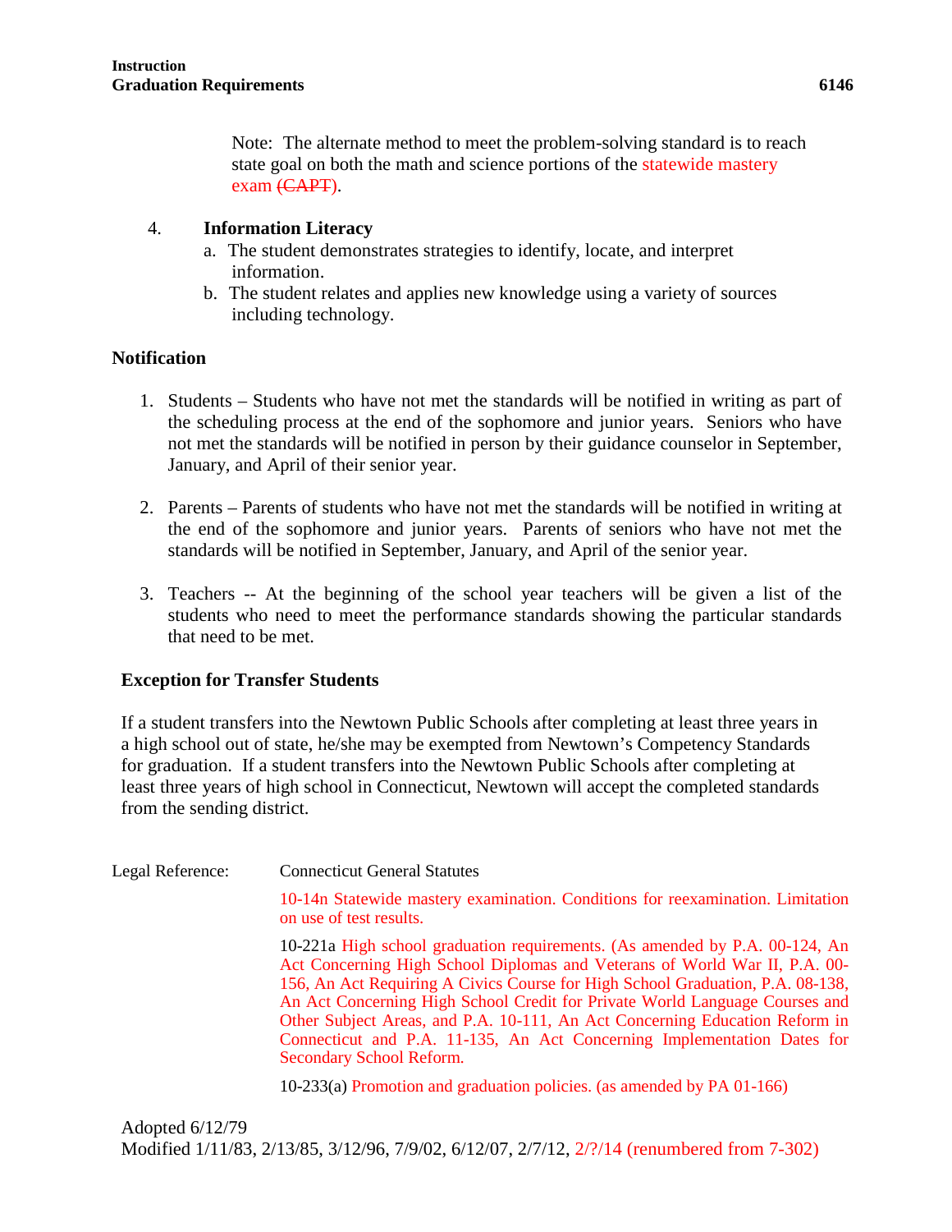Note: The alternate method to meet the problem-solving standard is to reach state goal on both the math and science portions of the statewide mastery exam ~~(CAPT)~~.

4. **Information Literacy**
   a. The student demonstrates strategies to identify, locate, and interpret information.
   b. The student relates and applies new knowledge using a variety of sources including technology.

## Notification

1. Students – Students who have not met the standards will be notified in writing as part of the scheduling process at the end of the sophomore and junior years. Seniors who have not met the standards will be notified in person by their guidance counselor in September, January, and April of their senior year.

2. Parents – Parents of students who have not met the standards will be notified in writing at the end of the sophomore and junior years. Parents of seniors who have not met the standards will be notified in September, January, and April of the senior year.

3. Teachers -- At the beginning of the school year teachers will be given a list of the students who need to meet the performance standards showing the particular standards that need to be met.

## Exception for Transfer Students

If a student transfers into the Newtown Public Schools after completing at least three years in a high school out of state, he/she may be exempted from Newtown's Competency Standards for graduation. If a student transfers into the Newtown Public Schools after completing at least three years of high school in Connecticut, Newtown will accept the completed standards from the sending district.

Legal Reference: Connecticut General Statutes

10-14n Statewide mastery examination. Conditions for reexamination. Limitation on use of test results.

10-221a High school graduation requirements. (As amended by P.A. 00-124, An Act Concerning High School Diplomas and Veterans of World War II, P.A. 00-156, An Act Requiring A Civics Course for High School Graduation, P.A. 08-138, An Act Concerning High School Credit for Private World Language Courses and Other Subject Areas, and P.A. 10-111, An Act Concerning Education Reform in Connecticut and P.A. 11-135, An Act Concerning Implementation Dates for Secondary School Reform.

10-233(a) Promotion and graduation policies. (as amended by PA 01-166)

Adopted 6/12/79
Modified 1/11/83, 2/13/85, 3/12/96, 7/9/02, 6/12/07, 2/7/12, 2/?/14 (renumbered from 7-302)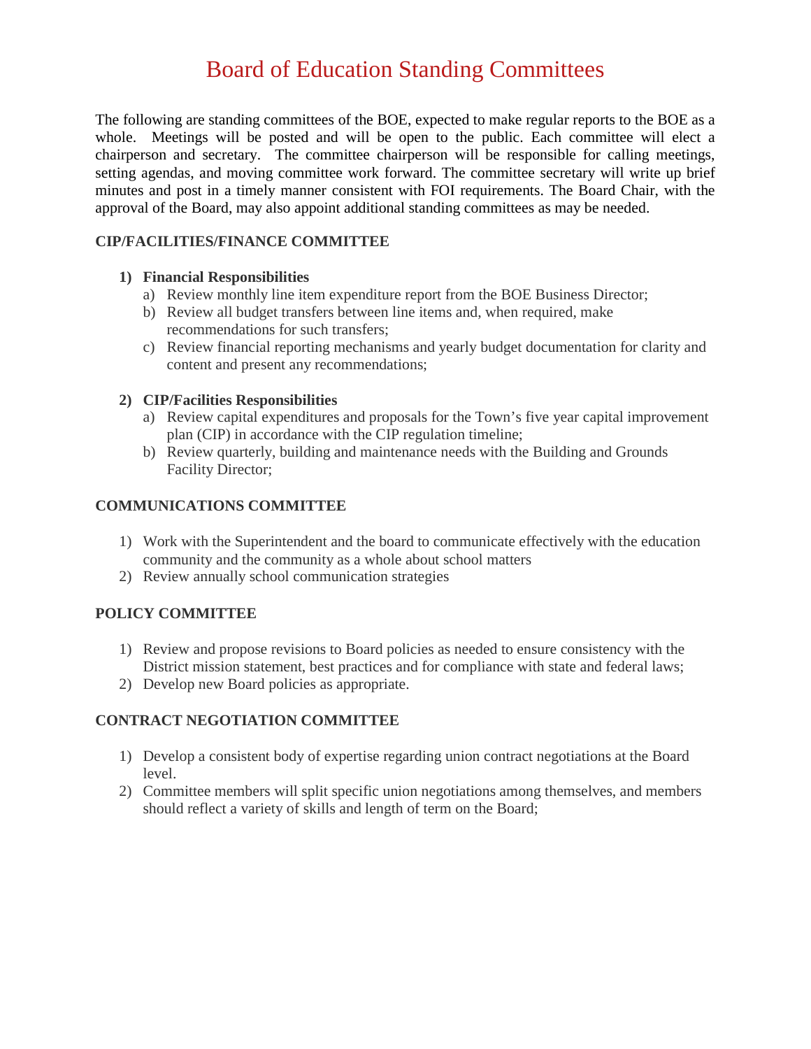# Board of Education Standing Committees

The following are standing committees of the BOE, expected to make regular reports to the BOE as a whole. Meetings will be posted and will be open to the public. Each committee will elect a chairperson and secretary. The committee chairperson will be responsible for calling meetings, setting agendas, and moving committee work forward. The committee secretary will write up brief minutes and post in a timely manner consistent with FOI requirements. The Board Chair, with the approval of the Board, may also appoint additional standing committees as may be needed.

## CIP/FACILITIES/FINANCE COMMITTEE

1) **Financial Responsibilities**
   a) Review monthly line item expenditure report from the BOE Business Director;
   b) Review all budget transfers between line items and, when required, make recommendations for such transfers;
   c) Review financial reporting mechanisms and yearly budget documentation for clarity and content and present any recommendations;

2) **CIP/Facilities Responsibilities**
   a) Review capital expenditures and proposals for the Town's five year capital improvement plan (CIP) in accordance with the CIP regulation timeline;
   b) Review quarterly, building and maintenance needs with the Building and Grounds Facility Director;

## COMMUNICATIONS COMMITTEE

1) Work with the Superintendent and the board to communicate effectively with the education community and the community as a whole about school matters
2) Review annually school communication strategies

## POLICY COMMITTEE

1) Review and propose revisions to Board policies as needed to ensure consistency with the District mission statement, best practices and for compliance with state and federal laws;
2) Develop new Board policies as appropriate.

## CONTRACT NEGOTIATION COMMITTEE

1) Develop a consistent body of expertise regarding union contract negotiations at the Board level.
2) Committee members will split specific union negotiations among themselves, and members should reflect a variety of skills and length of term on the Board;